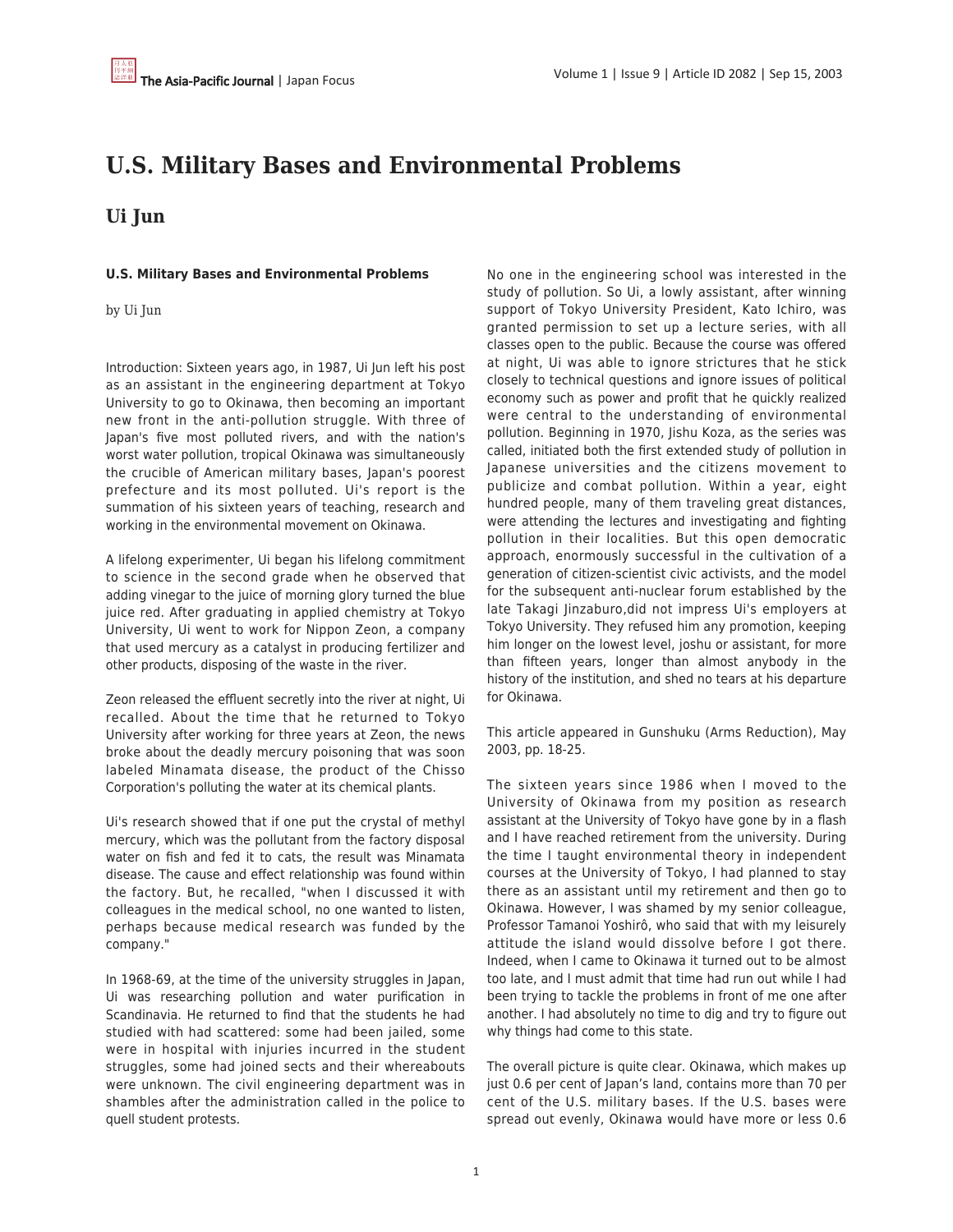# U.S. Military Bases and Environmental Problems

## Ui Jun

**U.S. Military Bases and Environmental Problems**

by Ui Jun

Introduction: Sixteen years ago, in 1987, Ui Jun left his post as an assistant in the engineering department at Tokyo University to go to Okinawa, then becoming an important new front in the anti-pollution struggle. With three of Japan's five most polluted rivers, and with the nation's worst water pollution, tropical Okinawa was simultaneously the crucible of American military bases, Japan's poorest prefecture and its most polluted. Ui's report is the summation of his sixteen years of teaching, research and working in the environmental movement on Okinawa.

A lifelong experimenter, Ui began his lifelong commitment to science in the second grade when he observed that adding vinegar to the juice of morning glory turned the blue juice red. After graduating in applied chemistry at Tokyo University, Ui went to work for Nippon Zeon, a company that used mercury as a catalyst in producing fertilizer and other products, disposing of the waste in the river.

Zeon released the effluent secretly into the river at night, Ui recalled. About the time that he returned to Tokyo University after working for three years at Zeon, the news broke about the deadly mercury poisoning that was soon labeled Minamata disease, the product of the Chisso Corporation's polluting the water at its chemical plants.

Ui's research showed that if one put the crystal of methyl mercury, which was the pollutant from the factory disposal water on fish and fed it to cats, the result was Minamata disease. The cause and effect relationship was found within the factory. But, he recalled, "when I discussed it with colleagues in the medical school, no one wanted to listen, perhaps because medical research was funded by the company."

In 1968-69, at the time of the university struggles in Japan, Ui was researching pollution and water purification in Scandinavia. He returned to find that the students he had studied with had scattered: some had been jailed, some were in hospital with injuries incurred in the student struggles, some had joined sects and their whereabouts were unknown. The civil engineering department was in shambles after the administration called in the police to quell student protests.

No one in the engineering school was interested in the study of pollution. So Ui, a lowly assistant, after winning support of Tokyo University President, Kato Ichiro, was granted permission to set up a lecture series, with all classes open to the public. Because the course was offered at night, Ui was able to ignore strictures that he stick closely to technical questions and ignore issues of political economy such as power and profit that he quickly realized were central to the understanding of environmental pollution. Beginning in 1970, Jishu Koza, as the series was called, initiated both the first extended study of pollution in Japanese universities and the citizens movement to publicize and combat pollution. Within a year, eight hundred people, many of them traveling great distances, were attending the lectures and investigating and fighting pollution in their localities. But this open democratic approach, enormously successful in the cultivation of a generation of citizen-scientist civic activists, and the model for the subsequent anti-nuclear forum established by the late Takagi Jinzaburo,did not impress Ui's employers at Tokyo University. They refused him any promotion, keeping him longer on the lowest level, joshu or assistant, for more than fifteen years, longer than almost anybody in the history of the institution, and shed no tears at his departure for Okinawa.

This article appeared in Gunshuku (Arms Reduction), May 2003, pp. 18-25.

The sixteen years since 1986 when I moved to the University of Okinawa from my position as research assistant at the University of Tokyo have gone by in a flash and I have reached retirement from the university. During the time I taught environmental theory in independent courses at the University of Tokyo, I had planned to stay there as an assistant until my retirement and then go to Okinawa. However, I was shamed by my senior colleague, Professor Tamanoi Yoshirô, who said that with my leisurely attitude the island would dissolve before I got there. Indeed, when I came to Okinawa it turned out to be almost too late, and I must admit that time had run out while I had been trying to tackle the problems in front of me one after another. I had absolutely no time to dig and try to figure out why things had come to this state.

The overall picture is quite clear. Okinawa, which makes up just 0.6 per cent of Japan's land, contains more than 70 per cent of the U.S. military bases. If the U.S. bases were spread out evenly, Okinawa would have more or less 0.6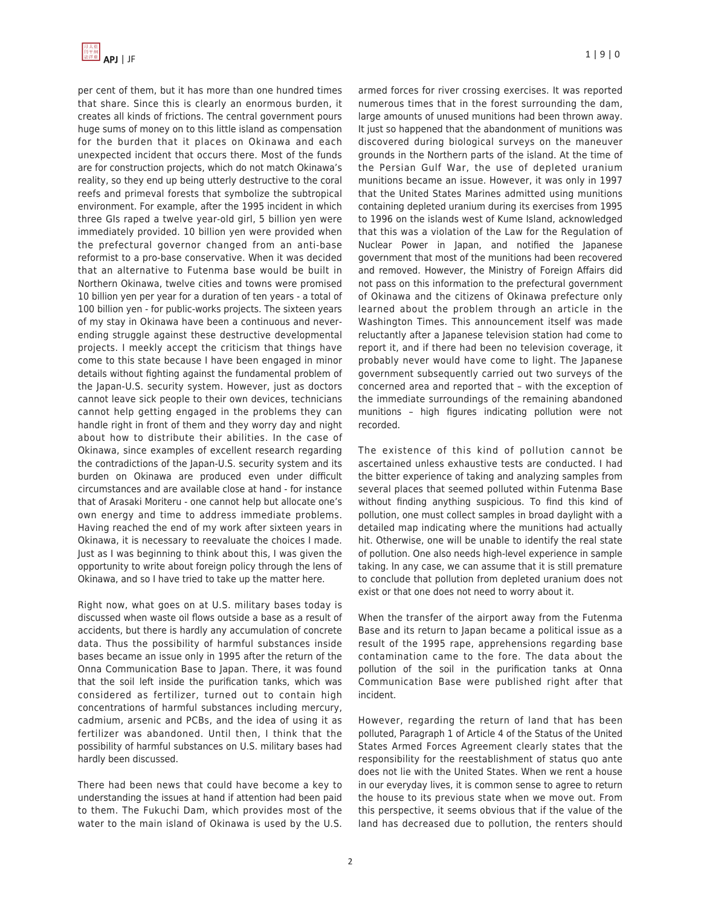per cent of them, but it has more than one hundred times that share. Since this is clearly an enormous burden, it creates all kinds of frictions. The central government pours huge sums of money on to this little island as compensation for the burden that it places on Okinawa and each unexpected incident that occurs there. Most of the funds are for construction projects, which do not match Okinawa's reality, so they end up being utterly destructive to the coral reefs and primeval forests that symbolize the subtropical environment. For example, after the 1995 incident in which three GIs raped a twelve year-old girl, 5 billion yen were immediately provided. 10 billion yen were provided when the prefectural governor changed from an anti-base reformist to a pro-base conservative. When it was decided that an alternative to Futenma base would be built in Northern Okinawa, twelve cities and towns were promised 10 billion yen per year for a duration of ten years - a total of 100 billion yen - for public-works projects. The sixteen years of my stay in Okinawa have been a continuous and never-ending struggle against these destructive developmental projects. I meekly accept the criticism that things have come to this state because I have been engaged in minor details without fighting against the fundamental problem of the Japan-U.S. security system. However, just as doctors cannot leave sick people to their own devices, technicians cannot help getting engaged in the problems they can handle right in front of them and they worry day and night about how to distribute their abilities. In the case of Okinawa, since examples of excellent research regarding the contradictions of the Japan-U.S. security system and its burden on Okinawa are produced even under difficult circumstances and are available close at hand - for instance that of Arasaki Moriteru - one cannot help but allocate one's own energy and time to address immediate problems. Having reached the end of my work after sixteen years in Okinawa, it is necessary to reevaluate the choices I made. Just as I was beginning to think about this, I was given the opportunity to write about foreign policy through the lens of Okinawa, and so I have tried to take up the matter here.

Right now, what goes on at U.S. military bases today is discussed when waste oil flows outside a base as a result of accidents, but there is hardly any accumulation of concrete data. Thus the possibility of harmful substances inside bases became an issue only in 1995 after the return of the Onna Communication Base to Japan. There, it was found that the soil left inside the purification tanks, which was considered as fertilizer, turned out to contain high concentrations of harmful substances including mercury, cadmium, arsenic and PCBs, and the idea of using it as fertilizer was abandoned. Until then, I think that the possibility of harmful substances on U.S. military bases had hardly been discussed.

There had been news that could have become a key to understanding the issues at hand if attention had been paid to them. The Fukuchi Dam, which provides most of the water to the main island of Okinawa is used by the U.S. armed forces for river crossing exercises. It was reported numerous times that in the forest surrounding the dam, large amounts of unused munitions had been thrown away. It just so happened that the abandonment of munitions was discovered during biological surveys on the maneuver grounds in the Northern parts of the island. At the time of the Persian Gulf War, the use of depleted uranium munitions became an issue. However, it was only in 1997 that the United States Marines admitted using munitions containing depleted uranium during its exercises from 1995 to 1996 on the islands west of Kume Island, acknowledged that this was a violation of the Law for the Regulation of Nuclear Power in Japan, and notified the Japanese government that most of the munitions had been recovered and removed. However, the Ministry of Foreign Affairs did not pass on this information to the prefectural government of Okinawa and the citizens of Okinawa prefecture only learned about the problem through an article in the Washington Times. This announcement itself was made reluctantly after a Japanese television station had come to report it, and if there had been no television coverage, it probably never would have come to light. The Japanese government subsequently carried out two surveys of the concerned area and reported that – with the exception of the immediate surroundings of the remaining abandoned munitions – high figures indicating pollution were not recorded.

The existence of this kind of pollution cannot be ascertained unless exhaustive tests are conducted. I had the bitter experience of taking and analyzing samples from several places that seemed polluted within Futenma Base without finding anything suspicious. To find this kind of pollution, one must collect samples in broad daylight with a detailed map indicating where the munitions had actually hit. Otherwise, one will be unable to identify the real state of pollution. One also needs high-level experience in sample taking. In any case, we can assume that it is still premature to conclude that pollution from depleted uranium does not exist or that one does not need to worry about it.

When the transfer of the airport away from the Futenma Base and its return to Japan became a political issue as a result of the 1995 rape, apprehensions regarding base contamination came to the fore. The data about the pollution of the soil in the purification tanks at Onna Communication Base were published right after that incident.

However, regarding the return of land that has been polluted, Paragraph 1 of Article 4 of the Status of the United States Armed Forces Agreement clearly states that the responsibility for the reestablishment of status quo ante does not lie with the United States. When we rent a house in our everyday lives, it is common sense to agree to return the house to its previous state when we move out. From this perspective, it seems obvious that if the value of the land has decreased due to pollution, the renters should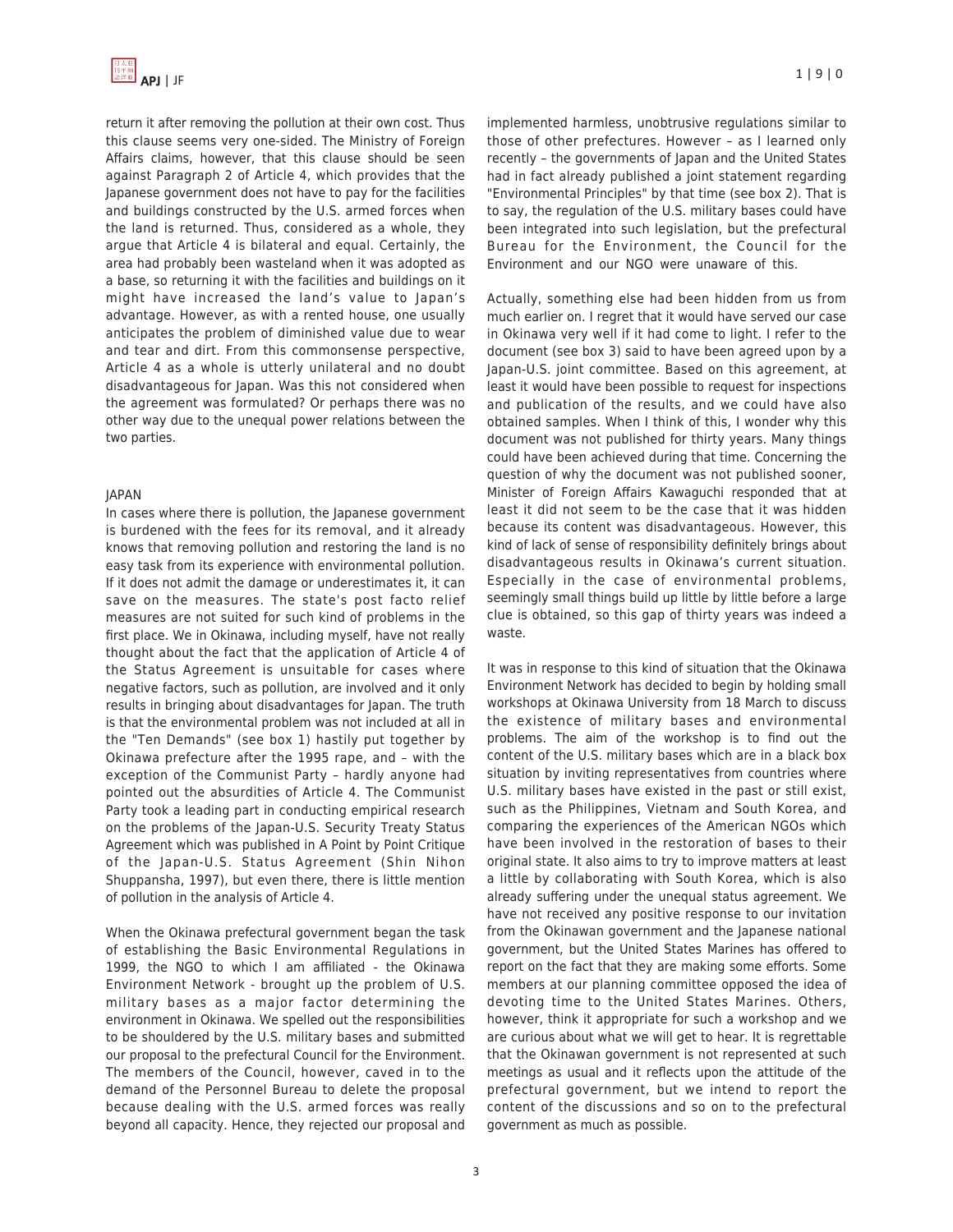return it after removing the pollution at their own cost. Thus this clause seems very one-sided. The Ministry of Foreign Affairs claims, however, that this clause should be seen against Paragraph 2 of Article 4, which provides that the Japanese government does not have to pay for the facilities and buildings constructed by the U.S. armed forces when the land is returned. Thus, considered as a whole, they argue that Article 4 is bilateral and equal. Certainly, the area had probably been wasteland when it was adopted as a base, so returning it with the facilities and buildings on it might have increased the land's value to Japan's advantage. However, as with a rented house, one usually anticipates the problem of diminished value due to wear and tear and dirt. From this commonsense perspective, Article 4 as a whole is utterly unilateral and no doubt disadvantageous for Japan. Was this not considered when the agreement was formulated? Or perhaps there was no other way due to the unequal power relations between the two parties.

JAPAN

In cases where there is pollution, the Japanese government is burdened with the fees for its removal, and it already knows that removing pollution and restoring the land is no easy task from its experience with environmental pollution. If it does not admit the damage or underestimates it, it can save on the measures. The state's post facto relief measures are not suited for such kind of problems in the first place. We in Okinawa, including myself, have not really thought about the fact that the application of Article 4 of the Status Agreement is unsuitable for cases where negative factors, such as pollution, are involved and it only results in bringing about disadvantages for Japan. The truth is that the environmental problem was not included at all in the "Ten Demands" (see box 1) hastily put together by Okinawa prefecture after the 1995 rape, and – with the exception of the Communist Party – hardly anyone had pointed out the absurdities of Article 4. The Communist Party took a leading part in conducting empirical research on the problems of the Japan-U.S. Security Treaty Status Agreement which was published in A Point by Point Critique of the Japan-U.S. Status Agreement (Shin Nihon Shuppansha, 1997), but even there, there is little mention of pollution in the analysis of Article 4.

When the Okinawa prefectural government began the task of establishing the Basic Environmental Regulations in 1999, the NGO to which I am affiliated - the Okinawa Environment Network - brought up the problem of U.S. military bases as a major factor determining the environment in Okinawa. We spelled out the responsibilities to be shouldered by the U.S. military bases and submitted our proposal to the prefectural Council for the Environment. The members of the Council, however, caved in to the demand of the Personnel Bureau to delete the proposal because dealing with the U.S. armed forces was really beyond all capacity. Hence, they rejected our proposal and implemented harmless, unobtrusive regulations similar to those of other prefectures. However – as I learned only recently – the governments of Japan and the United States had in fact already published a joint statement regarding "Environmental Principles" by that time (see box 2). That is to say, the regulation of the U.S. military bases could have been integrated into such legislation, but the prefectural Bureau for the Environment, the Council for the Environment and our NGO were unaware of this.

Actually, something else had been hidden from us from much earlier on. I regret that it would have served our case in Okinawa very well if it had come to light. I refer to the document (see box 3) said to have been agreed upon by a Japan-U.S. joint committee. Based on this agreement, at least it would have been possible to request for inspections and publication of the results, and we could have also obtained samples. When I think of this, I wonder why this document was not published for thirty years. Many things could have been achieved during that time. Concerning the question of why the document was not published sooner, Minister of Foreign Affairs Kawaguchi responded that at least it did not seem to be the case that it was hidden because its content was disadvantageous. However, this kind of lack of sense of responsibility definitely brings about disadvantageous results in Okinawa's current situation. Especially in the case of environmental problems, seemingly small things build up little by little before a large clue is obtained, so this gap of thirty years was indeed a waste.

It was in response to this kind of situation that the Okinawa Environment Network has decided to begin by holding small workshops at Okinawa University from 18 March to discuss the existence of military bases and environmental problems. The aim of the workshop is to find out the content of the U.S. military bases which are in a black box situation by inviting representatives from countries where U.S. military bases have existed in the past or still exist, such as the Philippines, Vietnam and South Korea, and comparing the experiences of the American NGOs which have been involved in the restoration of bases to their original state. It also aims to try to improve matters at least a little by collaborating with South Korea, which is also already suffering under the unequal status agreement. We have not received any positive response to our invitation from the Okinawan government and the Japanese national government, but the United States Marines has offered to report on the fact that they are making some efforts. Some members at our planning committee opposed the idea of devoting time to the United States Marines. Others, however, think it appropriate for such a workshop and we are curious about what we will get to hear. It is regrettable that the Okinawan government is not represented at such meetings as usual and it reflects upon the attitude of the prefectural government, but we intend to report the content of the discussions and so on to the prefectural government as much as possible.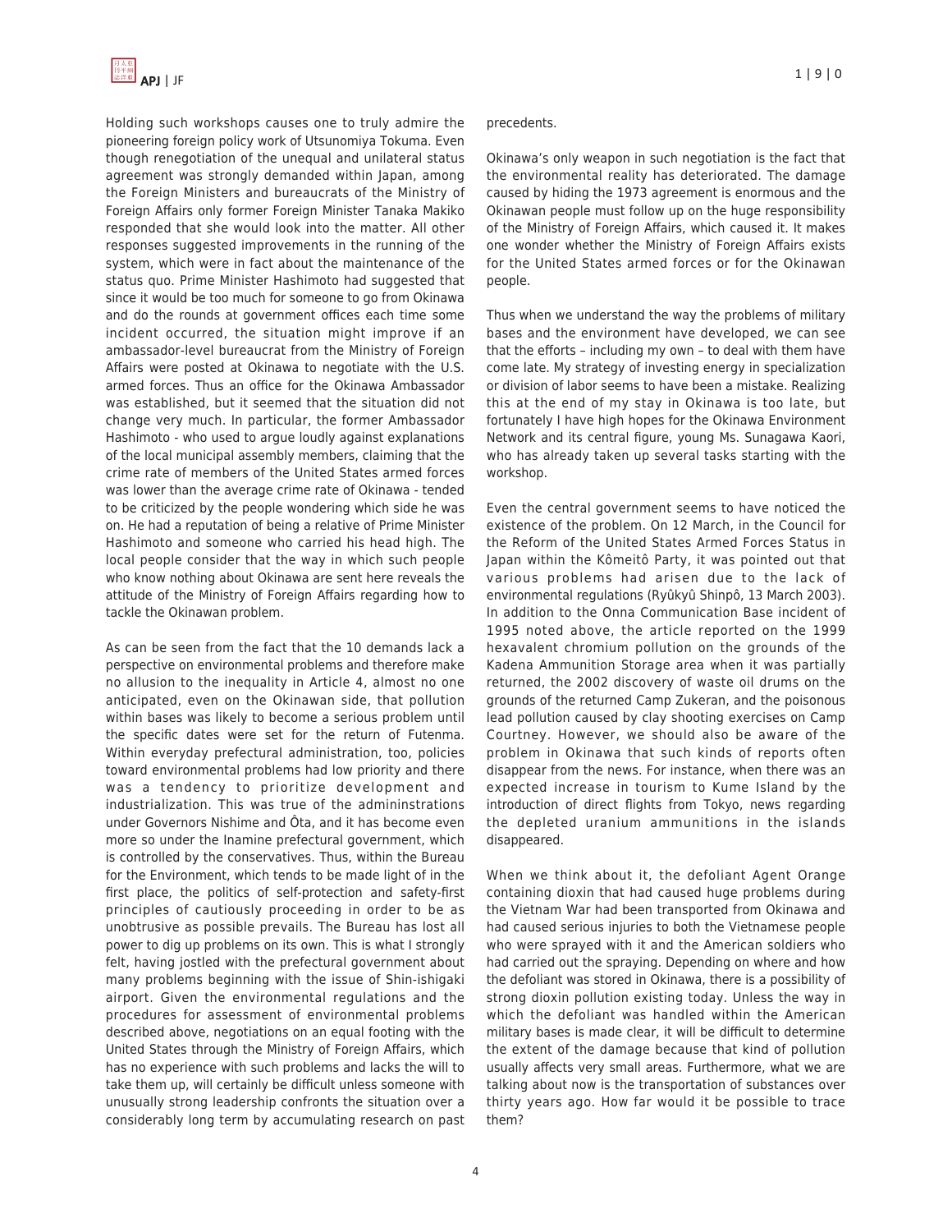Holding such workshops causes one to truly admire the pioneering foreign policy work of Utsunomiya Tokuma. Even though renegotiation of the unequal and unilateral status agreement was strongly demanded within Japan, among the Foreign Ministers and bureaucrats of the Ministry of Foreign Affairs only former Foreign Minister Tanaka Makiko responded that she would look into the matter. All other responses suggested improvements in the running of the system, which were in fact about the maintenance of the status quo. Prime Minister Hashimoto had suggested that since it would be too much for someone to go from Okinawa and do the rounds at government offices each time some incident occurred, the situation might improve if an ambassador-level bureaucrat from the Ministry of Foreign Affairs were posted at Okinawa to negotiate with the U.S. armed forces. Thus an office for the Okinawa Ambassador was established, but it seemed that the situation did not change very much. In particular, the former Ambassador Hashimoto - who used to argue loudly against explanations of the local municipal assembly members, claiming that the crime rate of members of the United States armed forces was lower than the average crime rate of Okinawa - tended to be criticized by the people wondering which side he was on. He had a reputation of being a relative of Prime Minister Hashimoto and someone who carried his head high. The local people consider that the way in which such people who know nothing about Okinawa are sent here reveals the attitude of the Ministry of Foreign Affairs regarding how to tackle the Okinawan problem.

As can be seen from the fact that the 10 demands lack a perspective on environmental problems and therefore make no allusion to the inequality in Article 4, almost no one anticipated, even on the Okinawan side, that pollution within bases was likely to become a serious problem until the specific dates were set for the return of Futenma. Within everyday prefectural administration, too, policies toward environmental problems had low priority and there was a tendency to prioritize development and industrialization. This was true of the admininstrations under Governors Nishime and Ôta, and it has become even more so under the Inamine prefectural government, which is controlled by the conservatives. Thus, within the Bureau for the Environment, which tends to be made light of in the first place, the politics of self-protection and safety-first principles of cautiously proceeding in order to be as unobtrusive as possible prevails. The Bureau has lost all power to dig up problems on its own. This is what I strongly felt, having jostled with the prefectural government about many problems beginning with the issue of Shin-ishigaki airport. Given the environmental regulations and the procedures for assessment of environmental problems described above, negotiations on an equal footing with the United States through the Ministry of Foreign Affairs, which has no experience with such problems and lacks the will to take them up, will certainly be difficult unless someone with unusually strong leadership confronts the situation over a considerably long term by accumulating research on past precedents.

Okinawa's only weapon in such negotiation is the fact that the environmental reality has deteriorated. The damage caused by hiding the 1973 agreement is enormous and the Okinawan people must follow up on the huge responsibility of the Ministry of Foreign Affairs, which caused it. It makes one wonder whether the Ministry of Foreign Affairs exists for the United States armed forces or for the Okinawan people.

Thus when we understand the way the problems of military bases and the environment have developed, we can see that the efforts – including my own – to deal with them have come late. My strategy of investing energy in specialization or division of labor seems to have been a mistake. Realizing this at the end of my stay in Okinawa is too late, but fortunately I have high hopes for the Okinawa Environment Network and its central figure, young Ms. Sunagawa Kaori, who has already taken up several tasks starting with the workshop.

Even the central government seems to have noticed the existence of the problem. On 12 March, in the Council for the Reform of the United States Armed Forces Status in Japan within the Kômeitô Party, it was pointed out that various problems had arisen due to the lack of environmental regulations (Ryûkyû Shinpô, 13 March 2003). In addition to the Onna Communication Base incident of 1995 noted above, the article reported on the 1999 hexavalent chromium pollution on the grounds of the Kadena Ammunition Storage area when it was partially returned, the 2002 discovery of waste oil drums on the grounds of the returned Camp Zukeran, and the poisonous lead pollution caused by clay shooting exercises on Camp Courtney. However, we should also be aware of the problem in Okinawa that such kinds of reports often disappear from the news. For instance, when there was an expected increase in tourism to Kume Island by the introduction of direct flights from Tokyo, news regarding the depleted uranium ammunitions in the islands disappeared.

When we think about it, the defoliant Agent Orange containing dioxin that had caused huge problems during the Vietnam War had been transported from Okinawa and had caused serious injuries to both the Vietnamese people who were sprayed with it and the American soldiers who had carried out the spraying. Depending on where and how the defoliant was stored in Okinawa, there is a possibility of strong dioxin pollution existing today. Unless the way in which the defoliant was handled within the American military bases is made clear, it will be difficult to determine the extent of the damage because that kind of pollution usually affects very small areas. Furthermore, what we are talking about now is the transportation of substances over thirty years ago. How far would it be possible to trace them?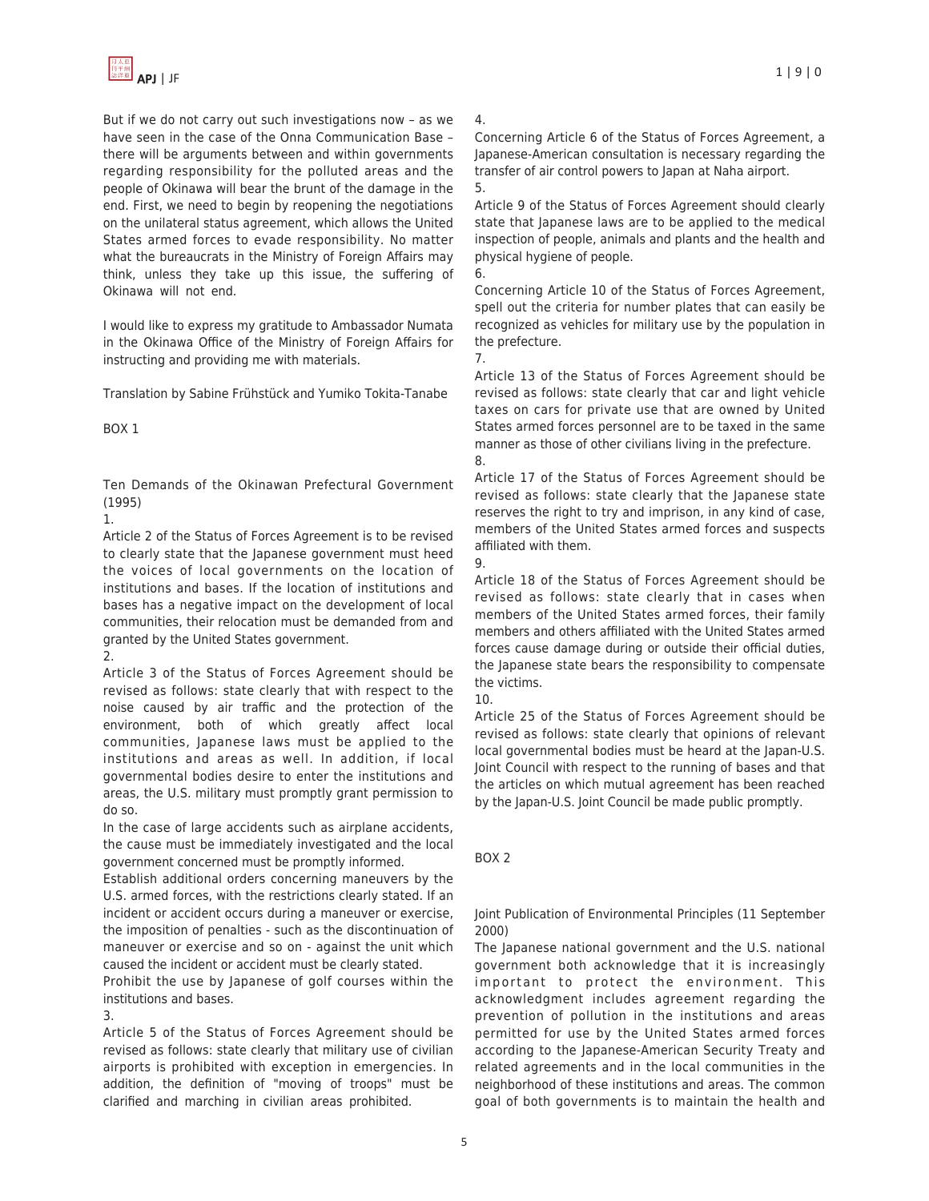But if we do not carry out such investigations now – as we have seen in the case of the Onna Communication Base – there will be arguments between and within governments regarding responsibility for the polluted areas and the people of Okinawa will bear the brunt of the damage in the end. First, we need to begin by reopening the negotiations on the unilateral status agreement, which allows the United States armed forces to evade responsibility. No matter what the bureaucrats in the Ministry of Foreign Affairs may think, unless they take up this issue, the suffering of Okinawa will not end.

I would like to express my gratitude to Ambassador Numata in the Okinawa Office of the Ministry of Foreign Affairs for instructing and providing me with materials.

Translation by Sabine Frühstück and Yumiko Tokita-Tanabe

BOX 1

Ten Demands of the Okinawan Prefectural Government (1995)

1.

Article 2 of the Status of Forces Agreement is to be revised to clearly state that the Japanese government must heed the voices of local governments on the location of institutions and bases. If the location of institutions and bases has a negative impact on the development of local communities, their relocation must be demanded from and granted by the United States government.

2.

Article 3 of the Status of Forces Agreement should be revised as follows: state clearly that with respect to the noise caused by air traffic and the protection of the environment, both of which greatly affect local communities, Japanese laws must be applied to the institutions and areas as well. In addition, if local governmental bodies desire to enter the institutions and areas, the U.S. military must promptly grant permission to do so.

In the case of large accidents such as airplane accidents, the cause must be immediately investigated and the local government concerned must be promptly informed.

Establish additional orders concerning maneuvers by the U.S. armed forces, with the restrictions clearly stated. If an incident or accident occurs during a maneuver or exercise, the imposition of penalties - such as the discontinuation of maneuver or exercise and so on - against the unit which caused the incident or accident must be clearly stated.

Prohibit the use by Japanese of golf courses within the institutions and bases.

3.

Article 5 of the Status of Forces Agreement should be revised as follows: state clearly that military use of civilian airports is prohibited with exception in emergencies. In addition, the definition of "moving of troops" must be clarified and marching in civilian areas prohibited.

4.

Concerning Article 6 of the Status of Forces Agreement, a Japanese-American consultation is necessary regarding the transfer of air control powers to Japan at Naha airport.

5.

Article 9 of the Status of Forces Agreement should clearly state that Japanese laws are to be applied to the medical inspection of people, animals and plants and the health and physical hygiene of people.

6.

Concerning Article 10 of the Status of Forces Agreement, spell out the criteria for number plates that can easily be recognized as vehicles for military use by the population in the prefecture.

7.

Article 13 of the Status of Forces Agreement should be revised as follows: state clearly that car and light vehicle taxes on cars for private use that are owned by United States armed forces personnel are to be taxed in the same manner as those of other civilians living in the prefecture.

8.

Article 17 of the Status of Forces Agreement should be revised as follows: state clearly that the Japanese state reserves the right to try and imprison, in any kind of case, members of the United States armed forces and suspects affiliated with them.

9.

Article 18 of the Status of Forces Agreement should be revised as follows: state clearly that in cases when members of the United States armed forces, their family members and others affiliated with the United States armed forces cause damage during or outside their official duties, the Japanese state bears the responsibility to compensate the victims.

10.

Article 25 of the Status of Forces Agreement should be revised as follows: state clearly that opinions of relevant local governmental bodies must be heard at the Japan-U.S. Joint Council with respect to the running of bases and that the articles on which mutual agreement has been reached by the Japan-U.S. Joint Council be made public promptly.

BOX 2

Joint Publication of Environmental Principles (11 September 2000)

The Japanese national government and the U.S. national government both acknowledge that it is increasingly important to protect the environment. This acknowledgment includes agreement regarding the prevention of pollution in the institutions and areas permitted for use by the United States armed forces according to the Japanese-American Security Treaty and related agreements and in the local communities in the neighborhood of these institutions and areas. The common goal of both governments is to maintain the health and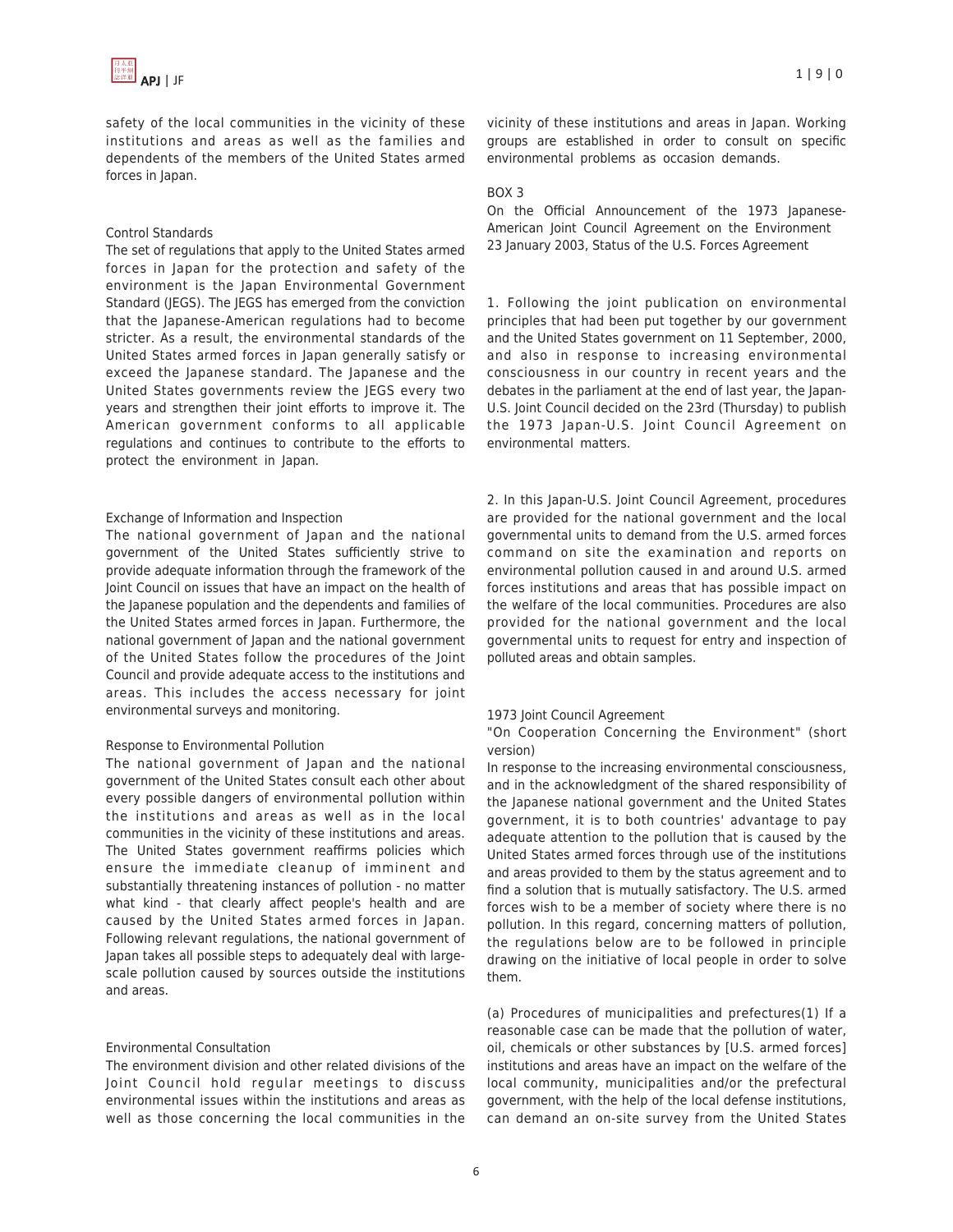safety of the local communities in the vicinity of these institutions and areas as well as the families and dependents of the members of the United States armed forces in Japan.

### Control Standards

The set of regulations that apply to the United States armed forces in Japan for the protection and safety of the environment is the Japan Environmental Government Standard (JEGS). The JEGS has emerged from the conviction that the Japanese-American regulations had to become stricter. As a result, the environmental standards of the United States armed forces in Japan generally satisfy or exceed the Japanese standard. The Japanese and the United States governments review the JEGS every two years and strengthen their joint efforts to improve it. The American government conforms to all applicable regulations and continues to contribute to the efforts to protect the environment in Japan.

### Exchange of Information and Inspection

The national government of Japan and the national government of the United States sufficiently strive to provide adequate information through the framework of the Joint Council on issues that have an impact on the health of the Japanese population and the dependents and families of the United States armed forces in Japan. Furthermore, the national government of Japan and the national government of the United States follow the procedures of the Joint Council and provide adequate access to the institutions and areas. This includes the access necessary for joint environmental surveys and monitoring.

### Response to Environmental Pollution

The national government of Japan and the national government of the United States consult each other about every possible dangers of environmental pollution within the institutions and areas as well as in the local communities in the vicinity of these institutions and areas. The United States government reaffirms policies which ensure the immediate cleanup of imminent and substantially threatening instances of pollution - no matter what kind - that clearly affect people's health and are caused by the United States armed forces in Japan. Following relevant regulations, the national government of Japan takes all possible steps to adequately deal with large-scale pollution caused by sources outside the institutions and areas.

### Environmental Consultation

The environment division and other related divisions of the Joint Council hold regular meetings to discuss environmental issues within the institutions and areas as well as those concerning the local communities in the vicinity of these institutions and areas in Japan. Working groups are established in order to consult on specific environmental problems as occasion demands.

## BOX 3

On the Official Announcement of the 1973 Japanese-American Joint Council Agreement on the Environment
23 January 2003, Status of the U.S. Forces Agreement

1. Following the joint publication on environmental principles that had been put together by our government and the United States government on 11 September, 2000, and also in response to increasing environmental consciousness in our country in recent years and the debates in the parliament at the end of last year, the Japan-U.S. Joint Council decided on the 23rd (Thursday) to publish the 1973 Japan-U.S. Joint Council Agreement on environmental matters.

2. In this Japan-U.S. Joint Council Agreement, procedures are provided for the national government and the local governmental units to demand from the U.S. armed forces command on site the examination and reports on environmental pollution caused in and around U.S. armed forces institutions and areas that has possible impact on the welfare of the local communities. Procedures are also provided for the national government and the local governmental units to request for entry and inspection of polluted areas and obtain samples.

### 1973 Joint Council Agreement

"On Cooperation Concerning the Environment" (short version)

In response to the increasing environmental consciousness, and in the acknowledgment of the shared responsibility of the Japanese national government and the United States government, it is to both countries' advantage to pay adequate attention to the pollution that is caused by the United States armed forces through use of the institutions and areas provided to them by the status agreement and to find a solution that is mutually satisfactory. The U.S. armed forces wish to be a member of society where there is no pollution. In this regard, concerning matters of pollution, the regulations below are to be followed in principle drawing on the initiative of local people in order to solve them.

(a) Procedures of municipalities and prefectures(1) If a reasonable case can be made that the pollution of water, oil, chemicals or other substances by [U.S. armed forces] institutions and areas have an impact on the welfare of the local community, municipalities and/or the prefectural government, with the help of the local defense institutions, can demand an on-site survey from the United States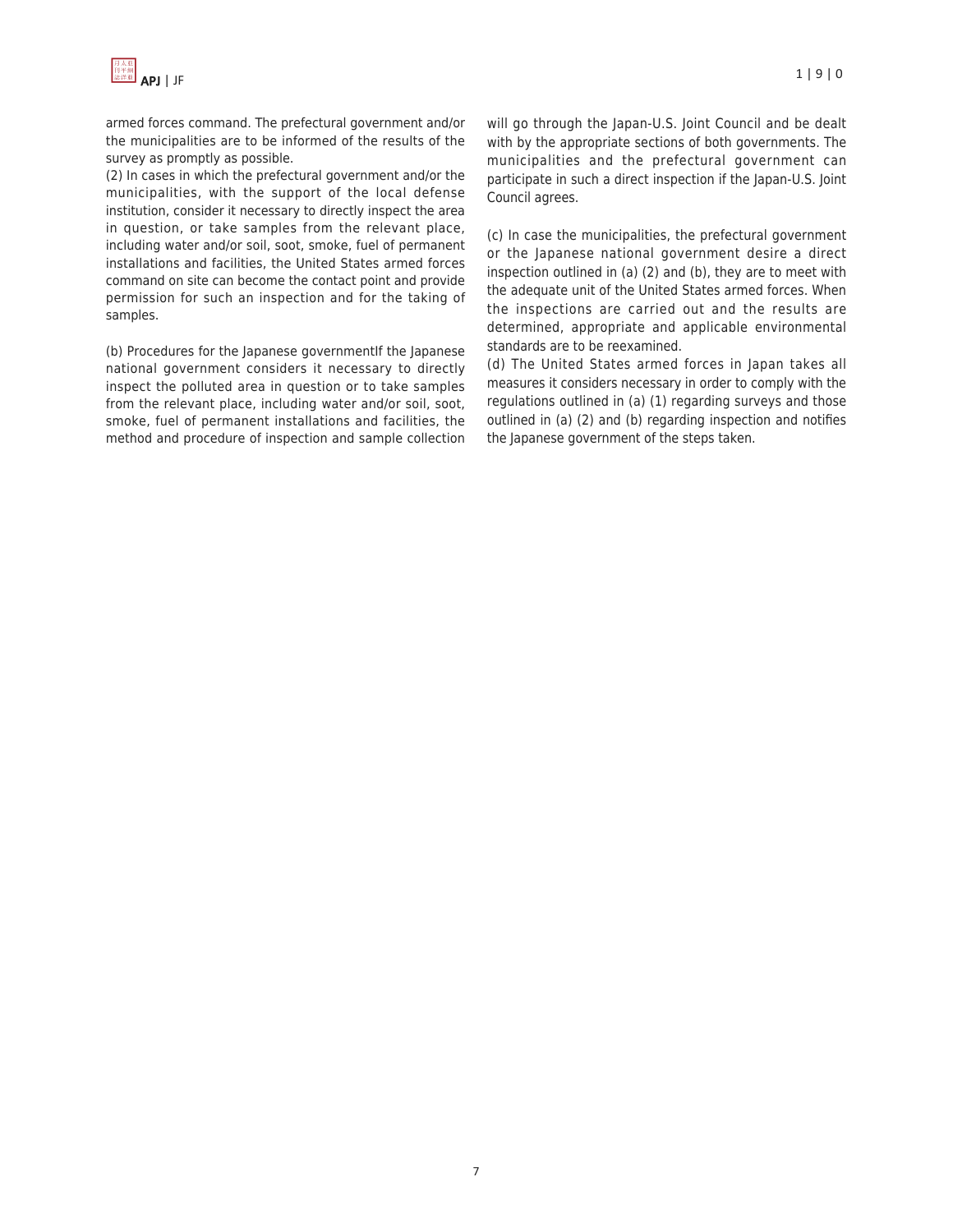armed forces command. The prefectural government and/or the municipalities are to be informed of the results of the survey as promptly as possible.

(2) In cases in which the prefectural government and/or the municipalities, with the support of the local defense institution, consider it necessary to directly inspect the area in question, or take samples from the relevant place, including water and/or soil, soot, smoke, fuel of permanent installations and facilities, the United States armed forces command on site can become the contact point and provide permission for such an inspection and for the taking of samples.

(b) Procedures for the Japanese governmentIf the Japanese national government considers it necessary to directly inspect the polluted area in question or to take samples from the relevant place, including water and/or soil, soot, smoke, fuel of permanent installations and facilities, the method and procedure of inspection and sample collection will go through the Japan-U.S. Joint Council and be dealt with by the appropriate sections of both governments. The municipalities and the prefectural government can participate in such a direct inspection if the Japan-U.S. Joint Council agrees.

(c) In case the municipalities, the prefectural government or the Japanese national government desire a direct inspection outlined in (a) (2) and (b), they are to meet with the adequate unit of the United States armed forces. When the inspections are carried out and the results are determined, appropriate and applicable environmental standards are to be reexamined.

(d) The United States armed forces in Japan takes all measures it considers necessary in order to comply with the regulations outlined in (a) (1) regarding surveys and those outlined in (a) (2) and (b) regarding inspection and notifies the Japanese government of the steps taken.